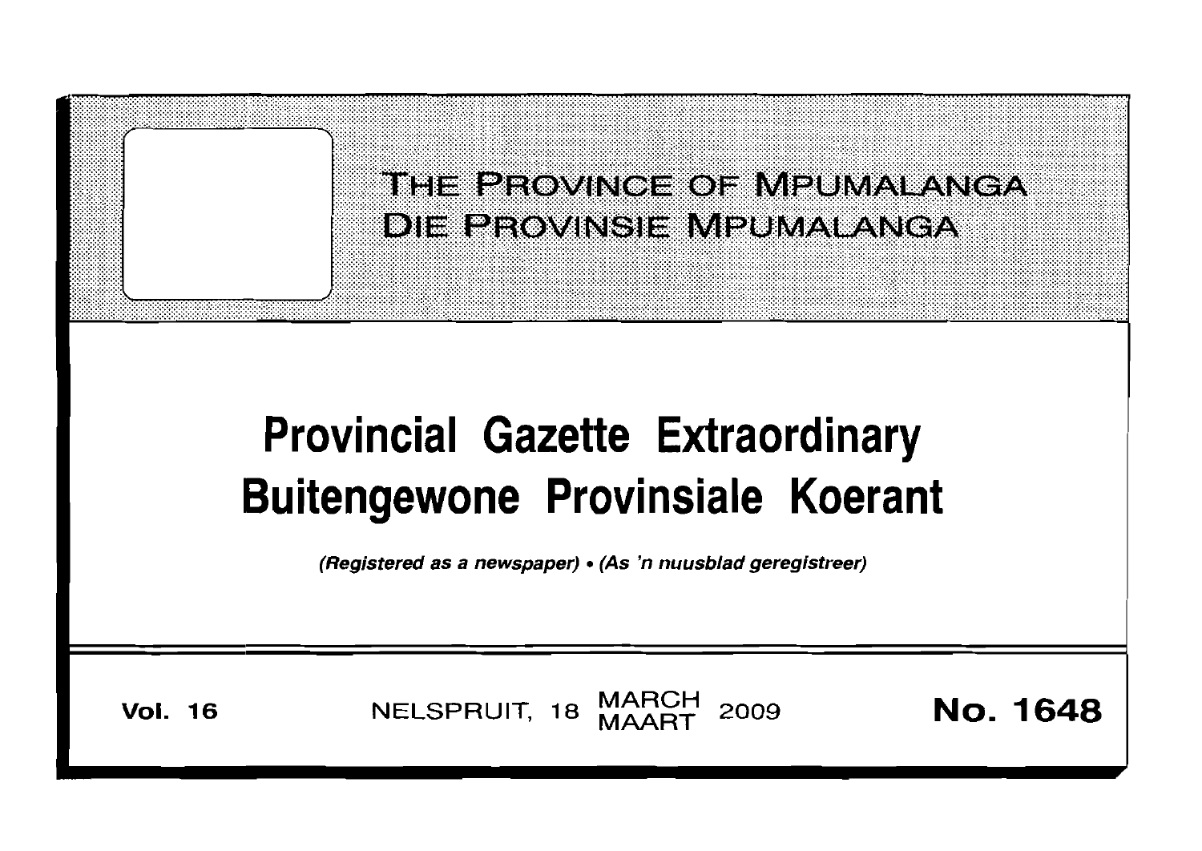THE PROVINCE OF MPUMALANGA
DIE PROVINSIE MPUMALANGA

# Provincial Gazette Extraordinary
# Buitengewone Provinsiale Koerant

*(Registered as a newspaper)* • *(As 'n nuusblad geregistreer)*

**Vol. 16** NELSPRUIT, 18 MARCH MAART 2009 **No. 1648**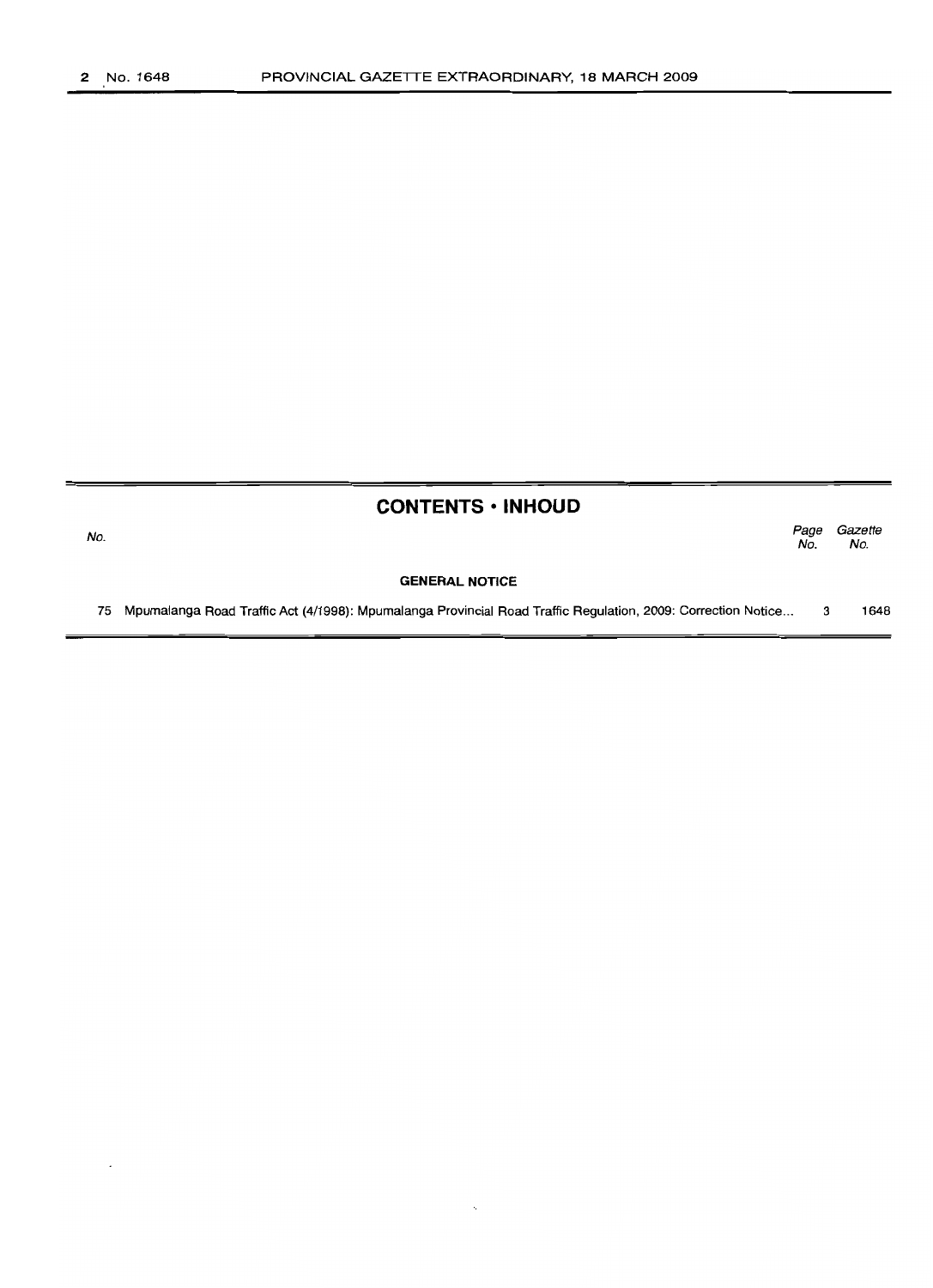## CONTENTS • INHOUD

| No. | | Page No. | Gazette No. |
|---|---|---|---|
| | **GENERAL NOTICE** | | |
| 75 | Mpumalanga Road Traffic Act (4/1998): Mpumalanga Provincial Road Traffic Regulation, 2009: Correction Notice... | 3 | 1648 |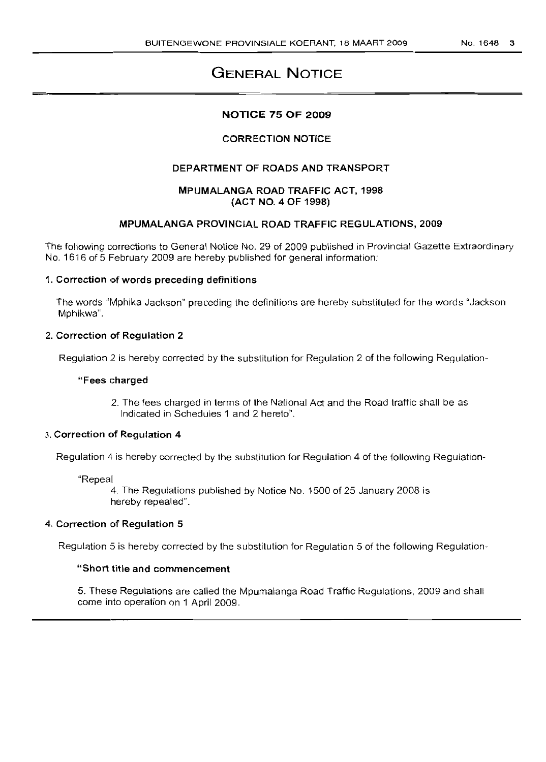# GENERAL NOTICE

## NOTICE 75 OF 2009

### CORRECTION NOTICE

### DEPARTMENT OF ROADS AND TRANSPORT

### MPUMALANGA ROAD TRAFFIC ACT, 1998 (ACT NO. 4 OF 1998)

### MPUMALANGA PROVINCIAL ROAD TRAFFIC REGULATIONS, 2009

The following corrections to General Notice No. 29 of 2009 published in Provincial Gazette Extraordinary No. 1616 of 5 February 2009 are hereby published for general information:

**1. Correction of words preceding definitions**

The words "Mphika Jackson" preceding the definitions are hereby substituted for the words "Jackson Mphikwa".

**2. Correction of Regulation 2**

Regulation 2 is hereby corrected by the substitution for Regulation 2 of the following Regulation-

**"Fees charged**

2. The fees charged in terms of the National Act and the Road traffic shall be as Indicated in Schedules 1 and 2 hereto".

**3. Correction of Regulation 4**

Regulation 4 is hereby corrected by the substitution for Regulation 4 of the following Regulation-

"Repeal

4. The Regulations published by Notice No. 1500 of 25 January 2008 is hereby repealed".

**4. Correction of Regulation 5**

Regulation 5 is hereby corrected by the substitution for Regulation 5 of the following Regulation-

**"Short title and commencement**

5. These Regulations are called the Mpumalanga Road Traffic Regulations, 2009 and shall come into operation on 1 April 2009.